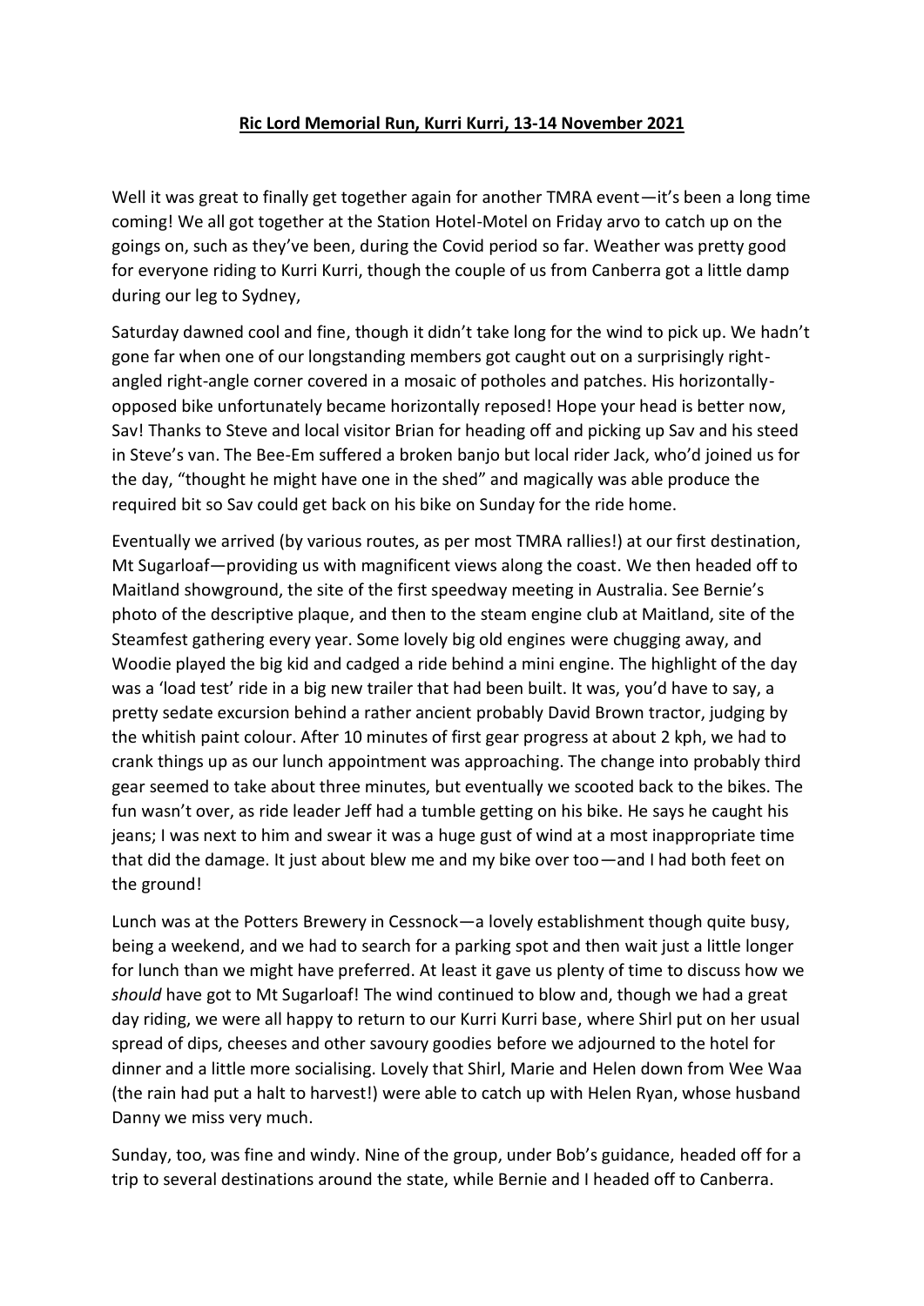**Ric Lord Memorial Run, Kurri Kurri, 13-14 November 2021**

Well it was great to finally get together again for another TMRA event—it's been a long time coming! We all got together at the Station Hotel-Motel on Friday arvo to catch up on the goings on, such as they've been, during the Covid period so far. Weather was pretty good for everyone riding to Kurri Kurri, though the couple of us from Canberra got a little damp during our leg to Sydney,

Saturday dawned cool and fine, though it didn't take long for the wind to pick up. We hadn't gone far when one of our longstanding members got caught out on a surprisingly right-angled right-angle corner covered in a mosaic of potholes and patches. His horizontally-opposed bike unfortunately became horizontally reposed! Hope your head is better now, Sav! Thanks to Steve and local visitor Brian for heading off and picking up Sav and his steed in Steve's van. The Bee-Em suffered a broken banjo but local rider Jack, who'd joined us for the day, "thought he might have one in the shed" and magically was able produce the required bit so Sav could get back on his bike on Sunday for the ride home.

Eventually we arrived (by various routes, as per most TMRA rallies!) at our first destination, Mt Sugarloaf—providing us with magnificent views along the coast. We then headed off to Maitland showground, the site of the first speedway meeting in Australia. See Bernie's photo of the descriptive plaque, and then to the steam engine club at Maitland, site of the Steamfest gathering every year. Some lovely big old engines were chugging away, and Woodie played the big kid and cadged a ride behind a mini engine. The highlight of the day was a 'load test' ride in a big new trailer that had been built. It was, you'd have to say, a pretty sedate excursion behind a rather ancient probably David Brown tractor, judging by the whitish paint colour. After 10 minutes of first gear progress at about 2 kph, we had to crank things up as our lunch appointment was approaching. The change into probably third gear seemed to take about three minutes, but eventually we scooted back to the bikes. The fun wasn't over, as ride leader Jeff had a tumble getting on his bike. He says he caught his jeans; I was next to him and swear it was a huge gust of wind at a most inappropriate time that did the damage. It just about blew me and my bike over too—and I had both feet on the ground!

Lunch was at the Potters Brewery in Cessnock—a lovely establishment though quite busy, being a weekend, and we had to search for a parking spot and then wait just a little longer for lunch than we might have preferred. At least it gave us plenty of time to discuss how we *should* have got to Mt Sugarloaf! The wind continued to blow and, though we had a great day riding, we were all happy to return to our Kurri Kurri base, where Shirl put on her usual spread of dips, cheeses and other savoury goodies before we adjourned to the hotel for dinner and a little more socialising. Lovely that Shirl, Marie and Helen down from Wee Waa (the rain had put a halt to harvest!) were able to catch up with Helen Ryan, whose husband Danny we miss very much.

Sunday, too, was fine and windy. Nine of the group, under Bob's guidance, headed off for a trip to several destinations around the state, while Bernie and I headed off to Canberra.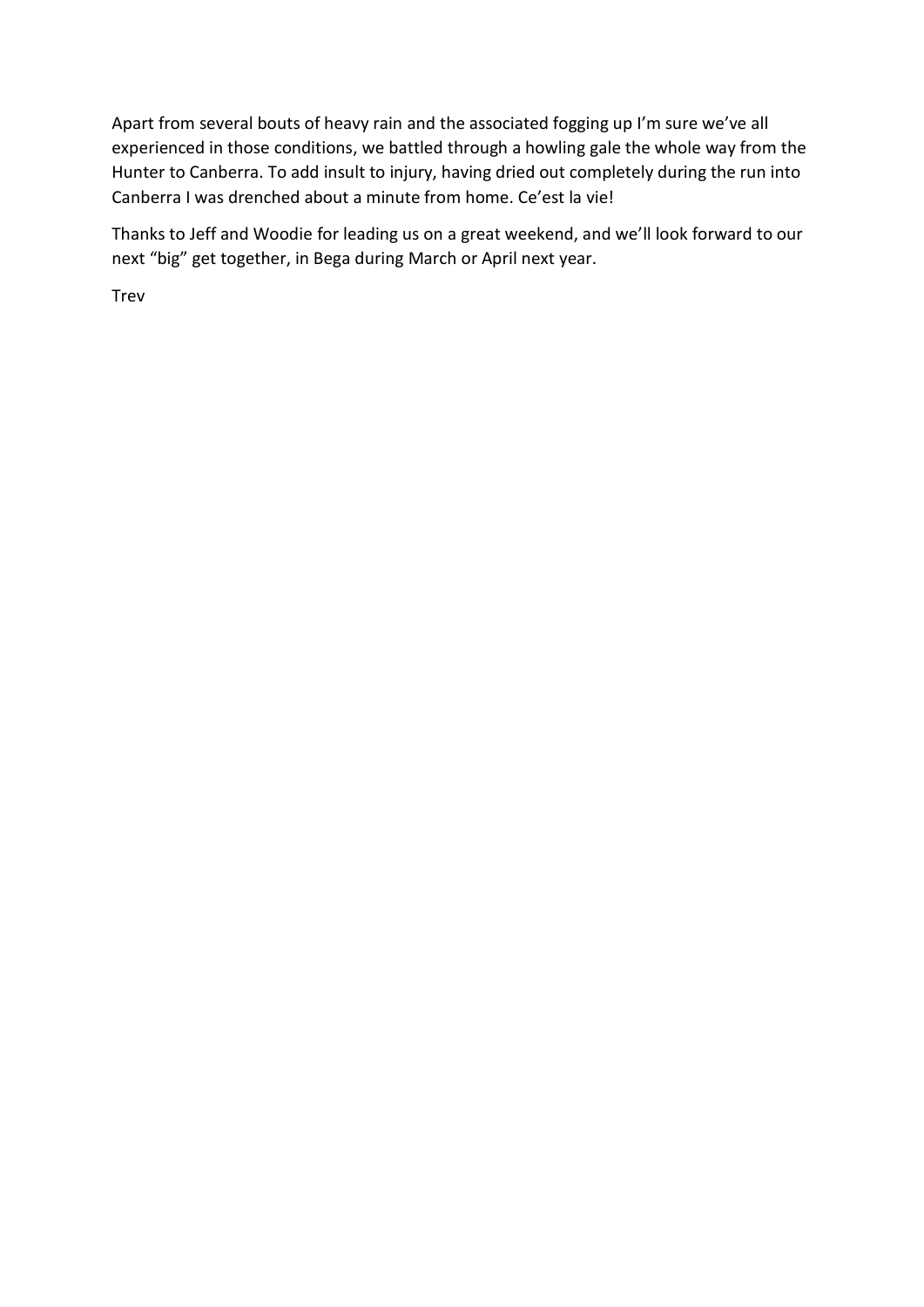Apart from several bouts of heavy rain and the associated fogging up I'm sure we've all experienced in those conditions, we battled through a howling gale the whole way from the Hunter to Canberra. To add insult to injury, having dried out completely during the run into Canberra I was drenched about a minute from home. Ce'est la vie!

Thanks to Jeff and Woodie for leading us on a great weekend, and we'll look forward to our next "big" get together, in Bega during March or April next year.

Trev